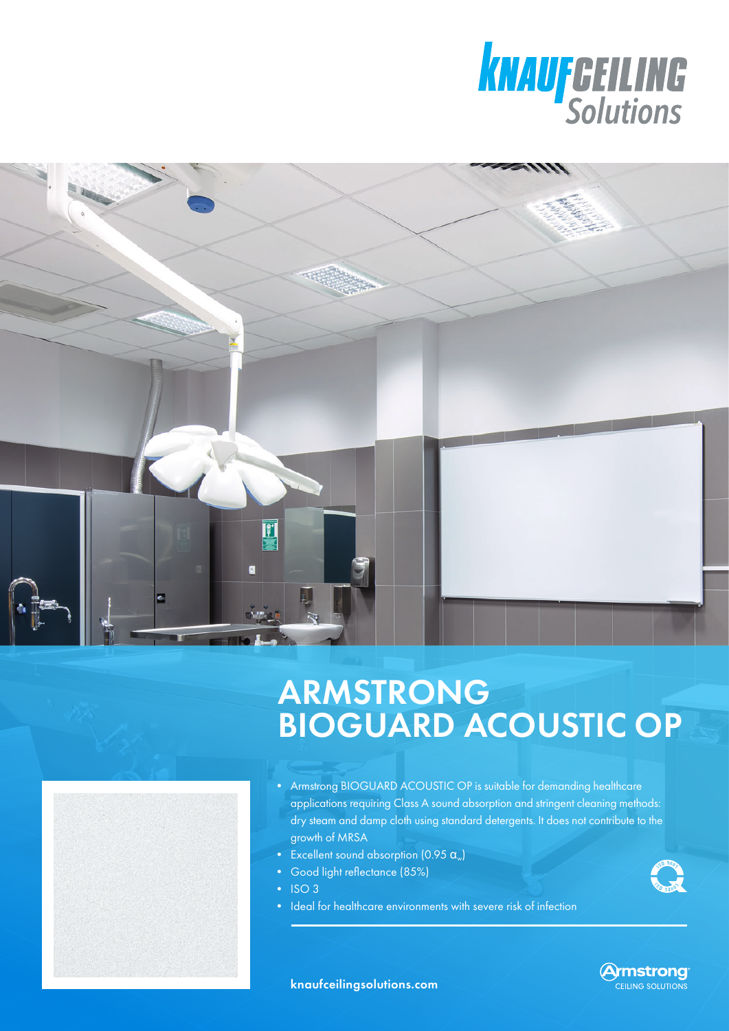# ARMSTRONG BIOGUARD ACOUSTIC OP

- Armstrong BIOGUARD ACOUSTIC OP is suitable for demanding healthcare applications requiring Class A sound absorption and stringent cleaning methods: dry steam and damp cloth using standard detergents. It does not contribute to the growth of MRSA
- Excellent sound absorption (0.95 $\alpha_w$)
- Good light reflectance (85%)
- ISO 3
- Ideal for healthcare environments with severe risk of infection

knaufceilingsolutions.com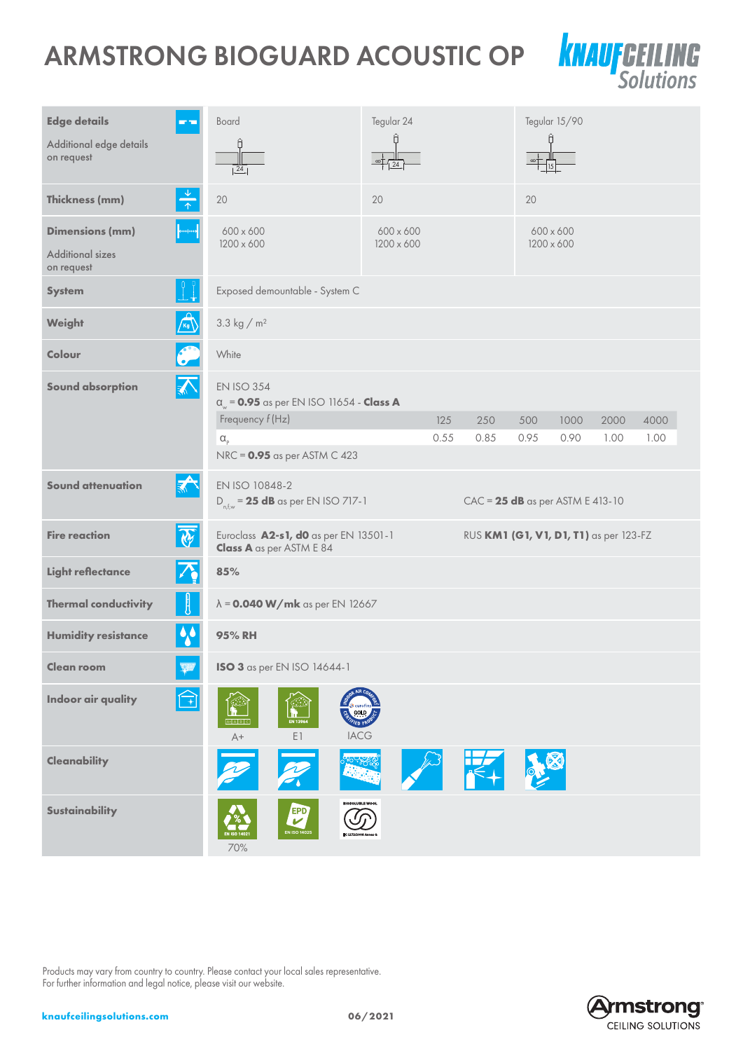# ARMSTRONG BIOGUARD ACOUSTIC OP

KNAUF CEILING Solutions

| | | | |
|---|---|---|---|
| **Edge details**<br>Additional edge details on request | Board | Tegular 24 | Tegular 15/90 |
| **Thickness (mm)** | 20 | 20 | 20 |
| **Dimensions (mm)**<br>Additional sizes on request | 600 x 600<br>1200 x 600 | 600 x 600<br>1200 x 600 | 600 x 600<br>1200 x 600 |
| **System** | Exposed demountable - System C | | |
| **Weight** | 3.3 kg / m² | | |
| **Colour** | White | | |
| **Sound absorption** | EN ISO 354<br>$\alpha_w$ = **0.95** as per EN ISO 11654 - **Class A**<br>NRC = **0.95** as per ASTM C 423 | | |
| **Sound attenuation** | EN ISO 10848-2<br>$D_{n,f,w}$ = **25 dB** as per EN ISO 717-1 | CAC = **25 dB** as per ASTM E 413-10 | |
| **Fire reaction** | Euroclass **A2-s1, d0** as per EN 13501-1<br>**Class A** as per ASTM E 84 | RUS **KM1 (G1, V1, D1, T1)** as per 123-FZ | |
| **Light reflectance** | **85%** | | |
| **Thermal conductivity** | λ = **0.040 W/mk** as per EN 12667 | | |
| **Humidity resistance** | **95% RH** | | |
| **Clean room** | **ISO 3** as per EN ISO 14644-1 | | |
| **Indoor air quality** | A+ | E1 | IACG |
| **Cleanability** | | | |
| **Sustainability** | 70% | | |

Sound absorption:

| Frequency *f* (Hz) | 125 | 250 | 500 | 1000 | 2000 | 4000 |
|---|---|---|---|---|---|---|
| $\alpha_p$ | 0.55 | 0.85 | 0.95 | 0.90 | 1.00 | 1.00 |

Products may vary from country to country. Please contact your local sales representative.
For further information and legal notice, please visit our website.

knaufceilingsolutions.com

06/2021

Armstrong CEILING SOLUTIONS